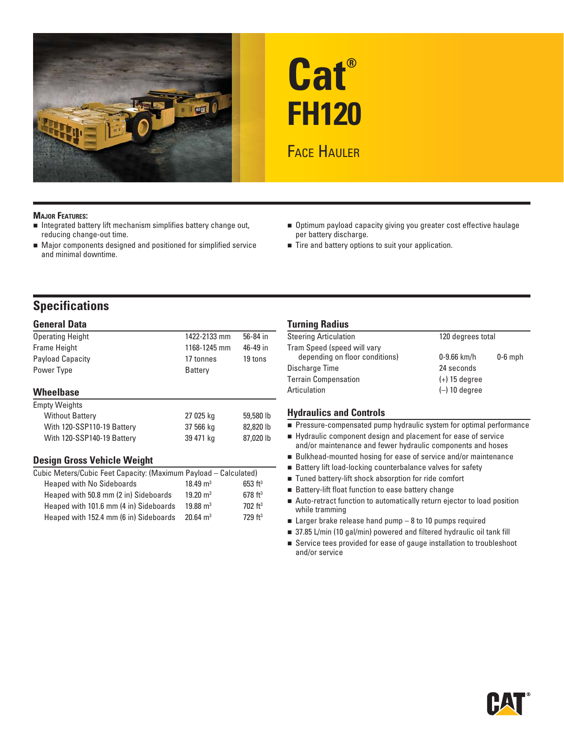# Cat® FH120

## Face Hauler

**Major Features:**

- Integrated battery lift mechanism simplifies battery change out, reducing change-out time.
- Major components designed and positioned for simplified service and minimal downtime.
- Optimum payload capacity giving you greater cost effective haulage per battery discharge.
- Tire and battery options to suit your application.

## Specifications

### General Data

| | | |
|---|---|---|
| Operating Height | 1422-2133 mm | 56-84 in |
| Frame Height | 1168-1245 mm | 46-49 in |
| Payload Capacity | 17 tonnes | 19 tons |
| Power Type | Battery | |

### Wheelbase

| | | |
|---|---|---|
| Empty Weights | | |
| Without Battery | 27 025 kg | 59,580 lb |
| With 120-SSP110-19 Battery | 37 566 kg | 82,820 lb |
| With 120-SSP140-19 Battery | 39 471 kg | 87,020 lb |

### Design Gross Vehicle Weight

| | | |
|---|---|---|
| Cubic Meters/Cubic Feet Capacity: (Maximum Payload – Calculated) | | |
| Heaped with No Sideboards | 18.49 $m^3$ | 653 $ft^3$ |
| Heaped with 50.8 mm (2 in) Sideboards | 19.20 $m^3$ | 678 $ft^3$ |
| Heaped with 101.6 mm (4 in) Sideboards | 19.88 $m^3$ | 702 $ft^3$ |
| Heaped with 152.4 mm (6 in) Sideboards | 20.64 $m^3$ | 729 $ft^3$ |

### Turning Radius

| | | |
|---|---|---|
| Steering Articulation | 120 degrees total | |
| Tram Speed (speed will vary depending on floor conditions) | 0-9.66 km/h | 0-6 mph |
| Discharge Time | 24 seconds | |
| Terrain Compensation | (+) 15 degree | |
| Articulation | (–) 10 degree | |

### Hydraulics and Controls

- Pressure-compensated pump hydraulic system for optimal performance
- Hydraulic component design and placement for ease of service and/or maintenance and fewer hydraulic components and hoses
- Bulkhead-mounted hosing for ease of service and/or maintenance
- Battery lift load-locking counterbalance valves for safety
- Tuned battery-lift shock absorption for ride comfort
- Battery-lift float function to ease battery change
- Auto-retract function to automatically return ejector to load position while tramming
- Larger brake release hand pump – 8 to 10 pumps required
- 37.85 L/min (10 gal/min) powered and filtered hydraulic oil tank fill
- Service tees provided for ease of gauge installation to troubleshoot and/or service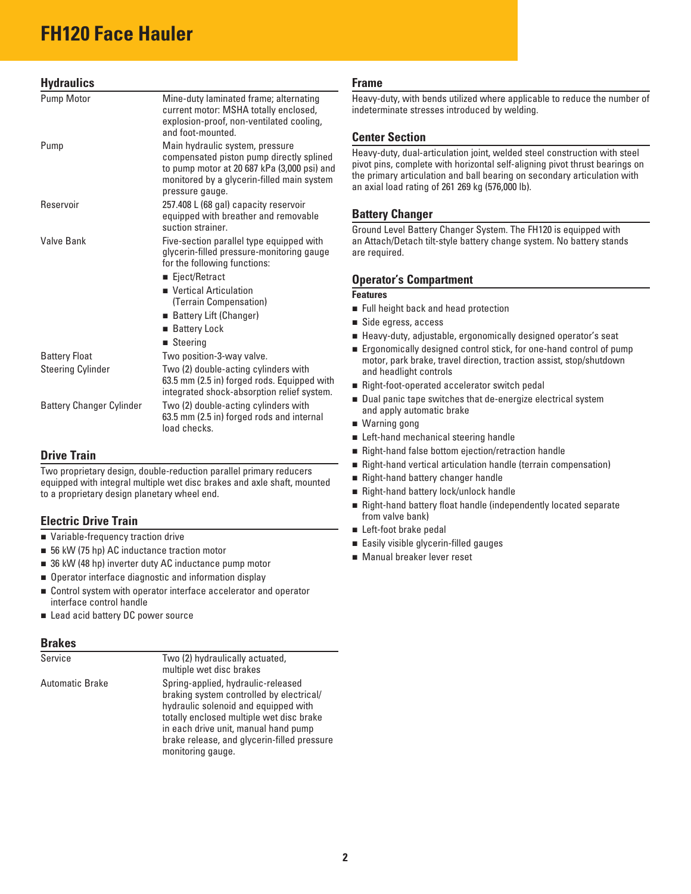# FH120 Face Hauler

## Hydraulics

| | |
|---|---|
| Pump Motor | Mine-duty laminated frame; alternating current motor: MSHA totally enclosed, explosion-proof, non-ventilated cooling, and foot-mounted. |
| Pump | Main hydraulic system, pressure compensated piston pump directly splined to pump motor at 20 687 kPa (3,000 psi) and monitored by a glycerin-filled main system pressure gauge. |
| Reservoir | 257.408 L (68 gal) capacity reservoir equipped with breather and removable suction strainer. |
| Valve Bank | Five-section parallel type equipped with glycerin-filled pressure-monitoring gauge for the following functions:<br>■ Eject/Retract<br>■ Vertical Articulation (Terrain Compensation)<br>■ Battery Lift (Changer)<br>■ Battery Lock<br>■ Steering |
| Battery Float | Two position-3-way valve. |
| Steering Cylinder | Two (2) double-acting cylinders with 63.5 mm (2.5 in) forged rods. Equipped with integrated shock-absorption relief system. |
| Battery Changer Cylinder | Two (2) double-acting cylinders with 63.5 mm (2.5 in) forged rods and internal load checks. |

## Drive Train

Two proprietary design, double-reduction parallel primary reducers equipped with integral multiple wet disc brakes and axle shaft, mounted to a proprietary design planetary wheel end.

## Electric Drive Train

- Variable-frequency traction drive
- 56 kW (75 hp) AC inductance traction motor
- 36 kW (48 hp) inverter duty AC inductance pump motor
- Operator interface diagnostic and information display
- Control system with operator interface accelerator and operator interface control handle
- Lead acid battery DC power source

## Brakes

| | |
|---|---|
| Service | Two (2) hydraulically actuated, multiple wet disc brakes |
| Automatic Brake | Spring-applied, hydraulic-released braking system controlled by electrical/hydraulic solenoid and equipped with totally enclosed multiple wet disc brake in each drive unit, manual hand pump brake release, and glycerin-filled pressure monitoring gauge. |

## Frame

Heavy-duty, with bends utilized where applicable to reduce the number of indeterminate stresses introduced by welding.

## Center Section

Heavy-duty, dual-articulation joint, welded steel construction with steel pivot pins, complete with horizontal self-aligning pivot thrust bearings on the primary articulation and ball bearing on secondary articulation with an axial load rating of 261 269 kg (576,000 lb).

## Battery Changer

Ground Level Battery Changer System. The FH120 is equipped with an Attach/Detach tilt-style battery change system. No battery stands are required.

## Operator's Compartment

### Features

- Full height back and head protection
- Side egress, access
- Heavy-duty, adjustable, ergonomically designed operator's seat
- Ergonomically designed control stick, for one-hand control of pump motor, park brake, travel direction, traction assist, stop/shutdown and headlight controls
- Right-foot-operated accelerator switch pedal
- Dual panic tape switches that de-energize electrical system and apply automatic brake
- Warning gong
- Left-hand mechanical steering handle
- Right-hand false bottom ejection/retraction handle
- Right-hand vertical articulation handle (terrain compensation)
- Right-hand battery changer handle
- Right-hand battery lock/unlock handle
- Right-hand battery float handle (independently located separate from valve bank)
- Left-foot brake pedal
- Easily visible glycerin-filled gauges
- Manual breaker lever reset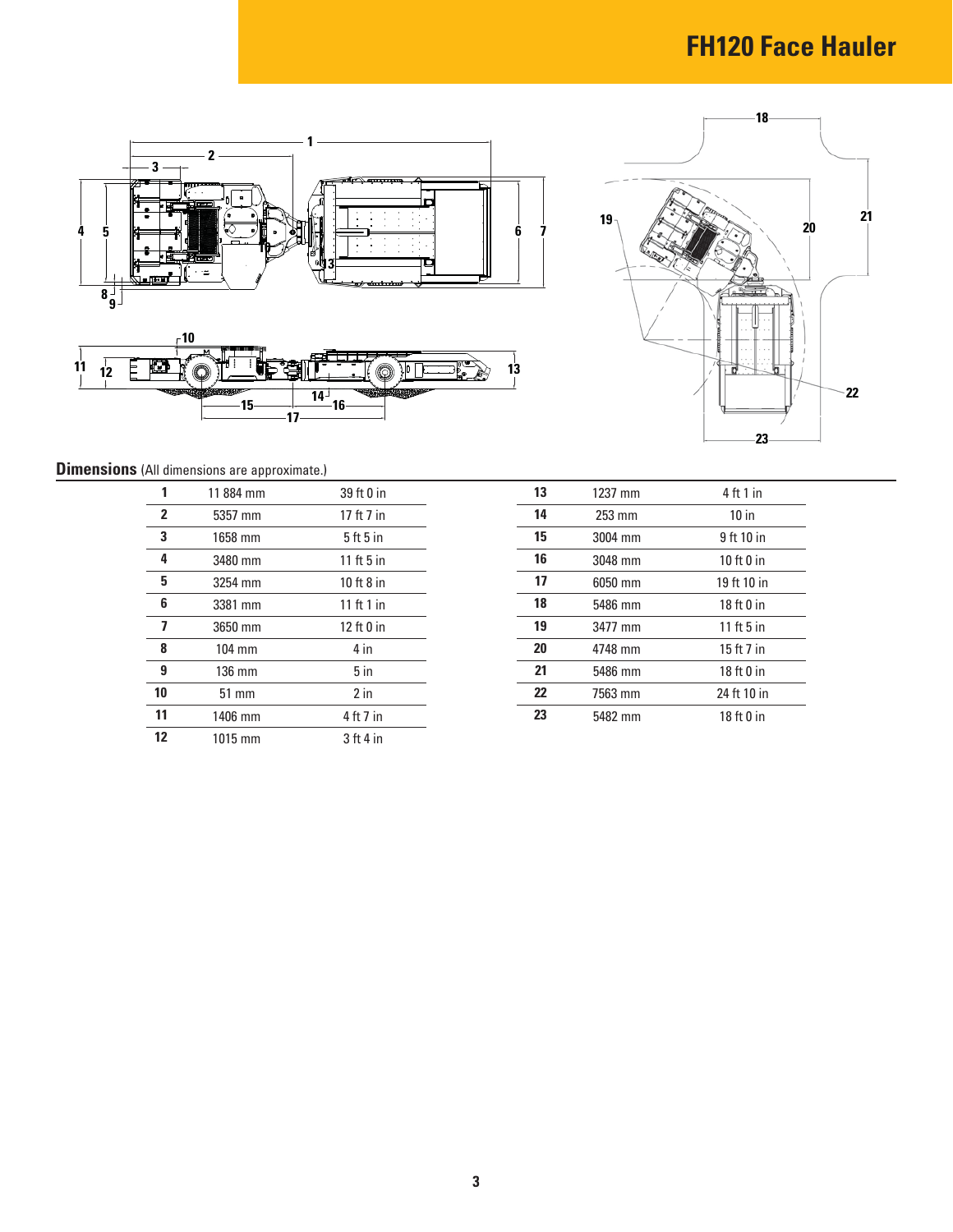# FH120 Face Hauler

## Dimensions (All dimensions are approximate.)

| | | |
|---|---|---|
| **1** | 11 884 mm | 39 ft 0 in |
| **2** | 5357 mm | 17 ft 7 in |
| **3** | 1658 mm | 5 ft 5 in |
| **4** | 3480 mm | 11 ft 5 in |
| **5** | 3254 mm | 10 ft 8 in |
| **6** | 3381 mm | 11 ft 1 in |
| **7** | 3650 mm | 12 ft 0 in |
| **8** | 104 mm | 4 in |
| **9** | 136 mm | 5 in |
| **10** | 51 mm | 2 in |
| **11** | 1406 mm | 4 ft 7 in |
| **12** | 1015 mm | 3 ft 4 in |

| | | |
|---|---|---|
| **13** | 1237 mm | 4 ft 1 in |
| **14** | 253 mm | 10 in |
| **15** | 3004 mm | 9 ft 10 in |
| **16** | 3048 mm | 10 ft 0 in |
| **17** | 6050 mm | 19 ft 10 in |
| **18** | 5486 mm | 18 ft 0 in |
| **19** | 3477 mm | 11 ft 5 in |
| **20** | 4748 mm | 15 ft 7 in |
| **21** | 5486 mm | 18 ft 0 in |
| **22** | 7563 mm | 24 ft 10 in |
| **23** | 5482 mm | 18 ft 0 in |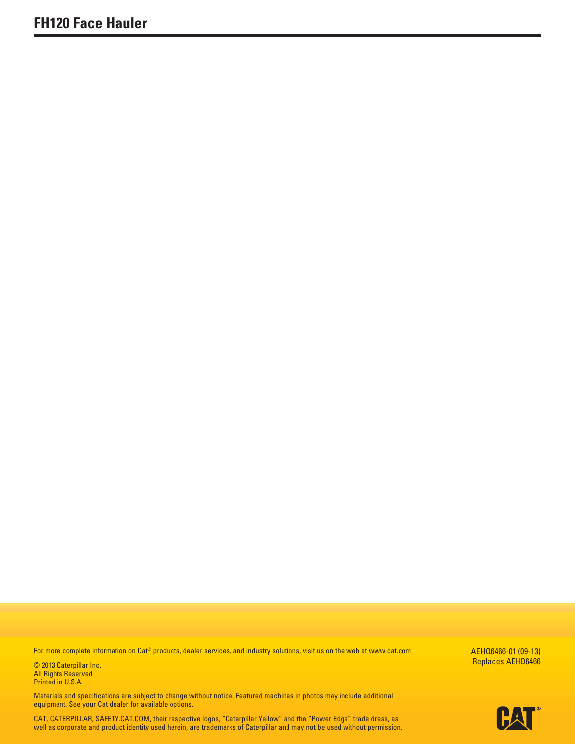# FH120 Face Hauler

For more complete information on Cat® products, dealer services, and industry solutions, visit us on the web at www.cat.com

© 2013 Caterpillar Inc.
All Rights Reserved
Printed in U.S.A.

Materials and specifications are subject to change without notice. Featured machines in photos may include additional equipment. See your Cat dealer for available options.

CAT, CATERPILLAR, SAFETY.CAT.COM, their respective logos, "Caterpillar Yellow" and the "Power Edge" trade dress, as well as corporate and product identity used herein, are trademarks of Caterpillar and may not be used without permission.

AEHQ6466-01 (09-13)
Replaces AEHQ6466